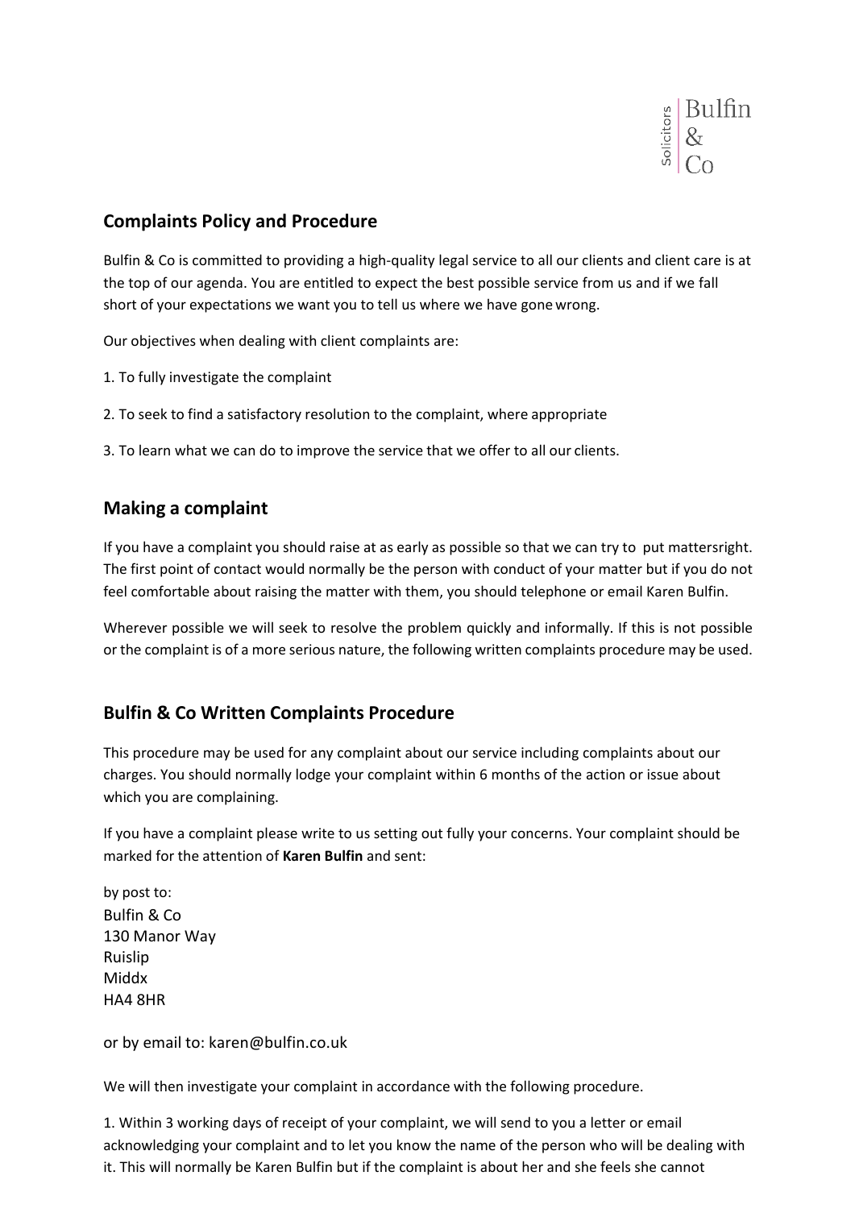Solicitors | Bulfin & Co

## Complaints Policy and Procedure

Bulfin & Co is committed to providing a high-quality legal service to all our clients and client care is at the top of our agenda. You are entitled to expect the best possible service from us and if we fall short of your expectations we want you to tell us where we have gone wrong.

Our objectives when dealing with client complaints are:

1. To fully investigate the complaint
2. To seek to find a satisfactory resolution to the complaint, where appropriate
3. To learn what we can do to improve the service that we offer to all our clients.

## Making a complaint

If you have a complaint you should raise at as early as possible so that we can try to put mattersright. The first point of contact would normally be the person with conduct of your matter but if you do not feel comfortable about raising the matter with them, you should telephone or email Karen Bulfin.

Wherever possible we will seek to resolve the problem quickly and informally. If this is not possible or the complaint is of a more serious nature, the following written complaints procedure may be used.

## Bulfin & Co Written Complaints Procedure

This procedure may be used for any complaint about our service including complaints about our charges. You should normally lodge your complaint within 6 months of the action or issue about which you are complaining.

If you have a complaint please write to us setting out fully your concerns. Your complaint should be marked for the attention of **Karen Bulfin** and sent:

by post to:
Bulfin & Co
130 Manor Way
Ruislip
Middx
HA4 8HR

or by email to: karen@bulfin.co.uk

We will then investigate your complaint in accordance with the following procedure.

1. Within 3 working days of receipt of your complaint, we will send to you a letter or email acknowledging your complaint and to let you know the name of the person who will be dealing with it. This will normally be Karen Bulfin but if the complaint is about her and she feels she cannot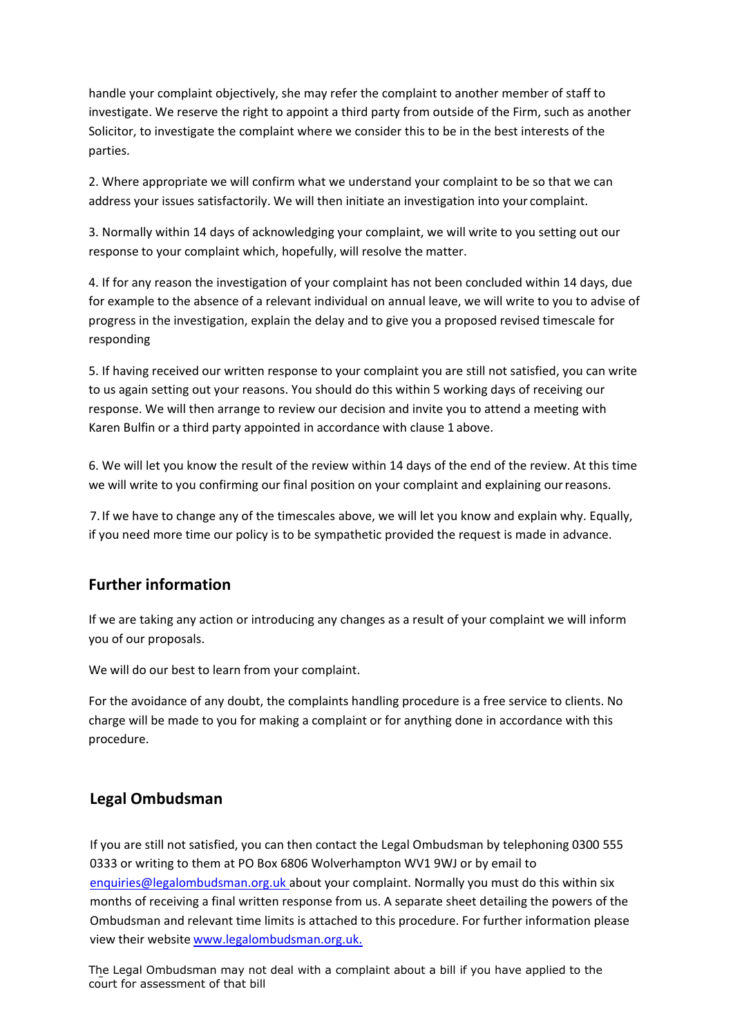handle your complaint objectively, she may refer the complaint to another member of staff to investigate. We reserve the right to appoint a third party from outside of the Firm, such as another Solicitor, to investigate the complaint where we consider this to be in the best interests of the parties.

2. Where appropriate we will confirm what we understand your complaint to be so that we can address your issues satisfactorily. We will then initiate an investigation into your complaint.

3. Normally within 14 days of acknowledging your complaint, we will write to you setting out our response to your complaint which, hopefully, will resolve the matter.

4. If for any reason the investigation of your complaint has not been concluded within 14 days, due for example to the absence of a relevant individual on annual leave, we will write to you to advise of progress in the investigation, explain the delay and to give you a proposed revised timescale for responding

5. If having received our written response to your complaint you are still not satisfied, you can write to us again setting out your reasons. You should do this within 5 working days of receiving our response. We will then arrange to review our decision and invite you to attend a meeting with Karen Bulfin or a third party appointed in accordance with clause 1 above.

6. We will let you know the result of the review within 14 days of the end of the review. At this time we will write to you confirming our final position on your complaint and explaining our reasons.

7. If we have to change any of the timescales above, we will let you know and explain why. Equally, if you need more time our policy is to be sympathetic provided the request is made in advance.

## Further information

If we are taking any action or introducing any changes as a result of your complaint we will inform you of our proposals.

We will do our best to learn from your complaint.

For the avoidance of any doubt, the complaints handling procedure is a free service to clients. No charge will be made to you for making a complaint or for anything done in accordance with this procedure.

## Legal Ombudsman

If you are still not satisfied, you can then contact the Legal Ombudsman by telephoning 0300 555 0333 or writing to them at PO Box 6806 Wolverhampton WV1 9WJ or by email to enquiries@legalombudsman.org.uk about your complaint. Normally you must do this within six months of receiving a final written response from us. A separate sheet detailing the powers of the Ombudsman and relevant time limits is attached to this procedure. For further information please view their website www.legalombudsman.org.uk.

The Legal Ombudsman may not deal with a complaint about a bill if you have applied to the court for assessment of that bill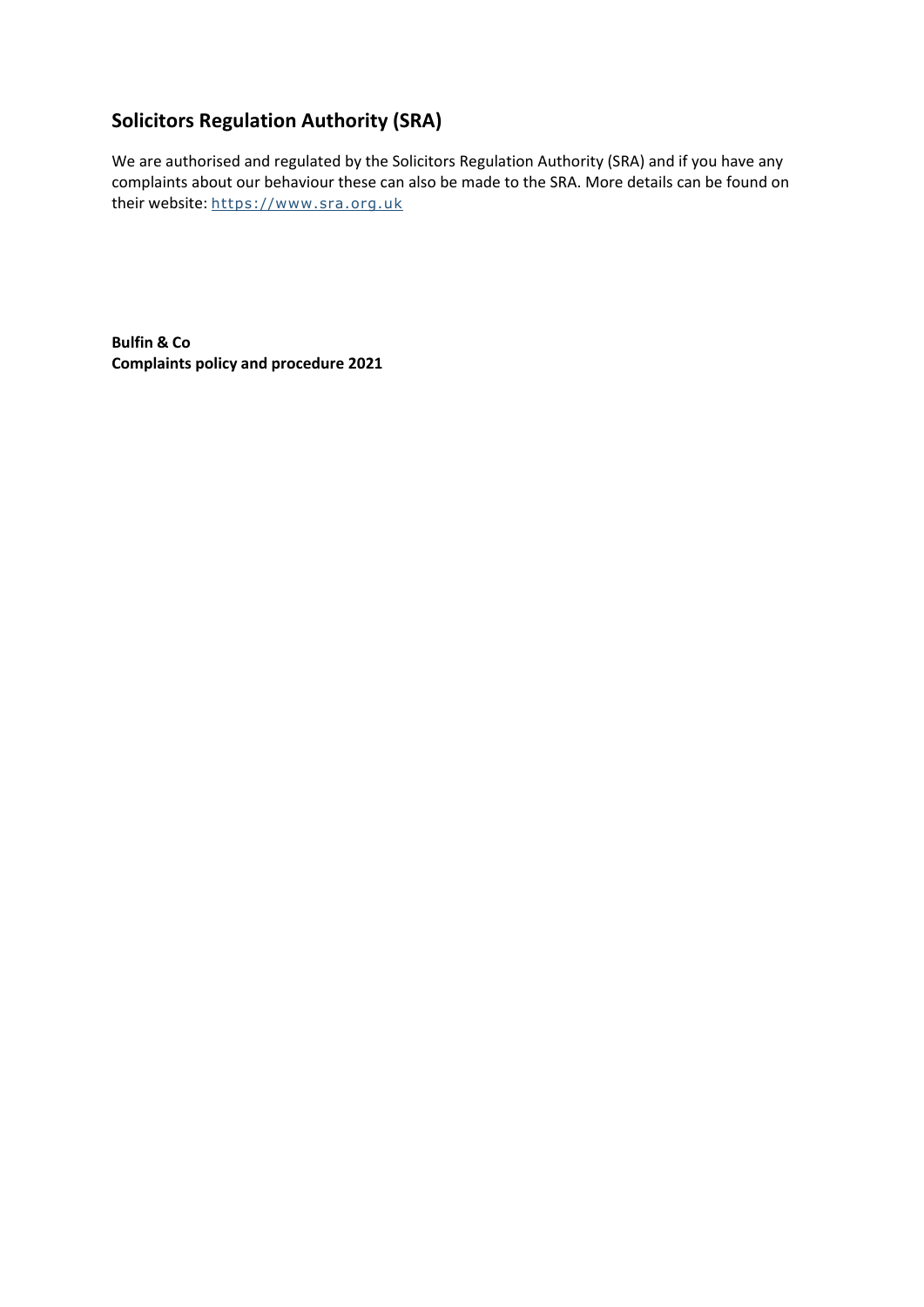## Solicitors Regulation Authority (SRA)

We are authorised and regulated by the Solicitors Regulation Authority (SRA) and if you have any complaints about our behaviour these can also be made to the SRA. More details can be found on their website: https://www.sra.org.uk

**Bulfin & Co**
**Complaints policy and procedure 2021**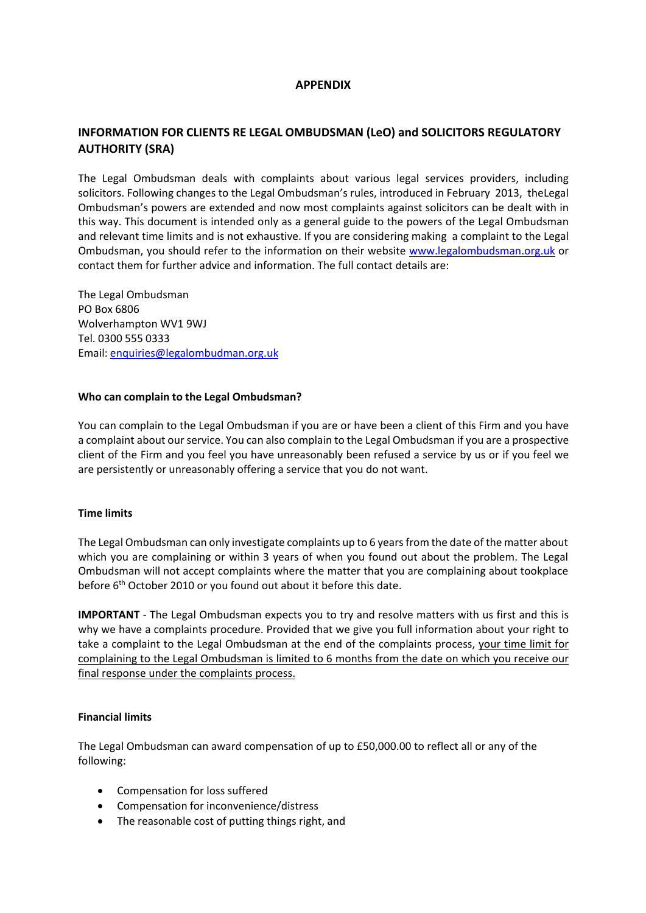## APPENDIX

### INFORMATION FOR CLIENTS RE LEGAL OMBUDSMAN (LeO) and SOLICITORS REGULATORY AUTHORITY (SRA)

The Legal Ombudsman deals with complaints about various legal services providers, including solicitors. Following changes to the Legal Ombudsman's rules, introduced in February 2013, theLegal Ombudsman's powers are extended and now most complaints against solicitors can be dealt with in this way. This document is intended only as a general guide to the powers of the Legal Ombudsman and relevant time limits and is not exhaustive. If you are considering making a complaint to the Legal Ombudsman, you should refer to the information on their website [www.legalombudsman.org.uk](http://www.legalombudsman.org.uk) or contact them for further advice and information. The full contact details are:

The Legal Ombudsman
PO Box 6806
Wolverhampton WV1 9WJ
Tel. 0300 555 0333
Email: [enquiries@legalombudman.org.uk](mailto:enquiries@legalombudman.org.uk)

#### Who can complain to the Legal Ombudsman?

You can complain to the Legal Ombudsman if you are or have been a client of this Firm and you have a complaint about our service. You can also complain to the Legal Ombudsman if you are a prospective client of the Firm and you feel you have unreasonably been refused a service by us or if you feel we are persistently or unreasonably offering a service that you do not want.

#### Time limits

The Legal Ombudsman can only investigate complaints up to 6 years from the date of the matter about which you are complaining or within 3 years of when you found out about the problem. The Legal Ombudsman will not accept complaints where the matter that you are complaining about tookplace before 6th October 2010 or you found out about it before this date.

**IMPORTANT** - The Legal Ombudsman expects you to try and resolve matters with us first and this is why we have a complaints procedure. Provided that we give you full information about your right to take a complaint to the Legal Ombudsman at the end of the complaints process, <u>your time limit for complaining to the Legal Ombudsman is limited to 6 months from the date on which you receive our final response under the complaints process.</u>

#### Financial limits

The Legal Ombudsman can award compensation of up to £50,000.00 to reflect all or any of the following:

- Compensation for loss suffered
- Compensation for inconvenience/distress
- The reasonable cost of putting things right, and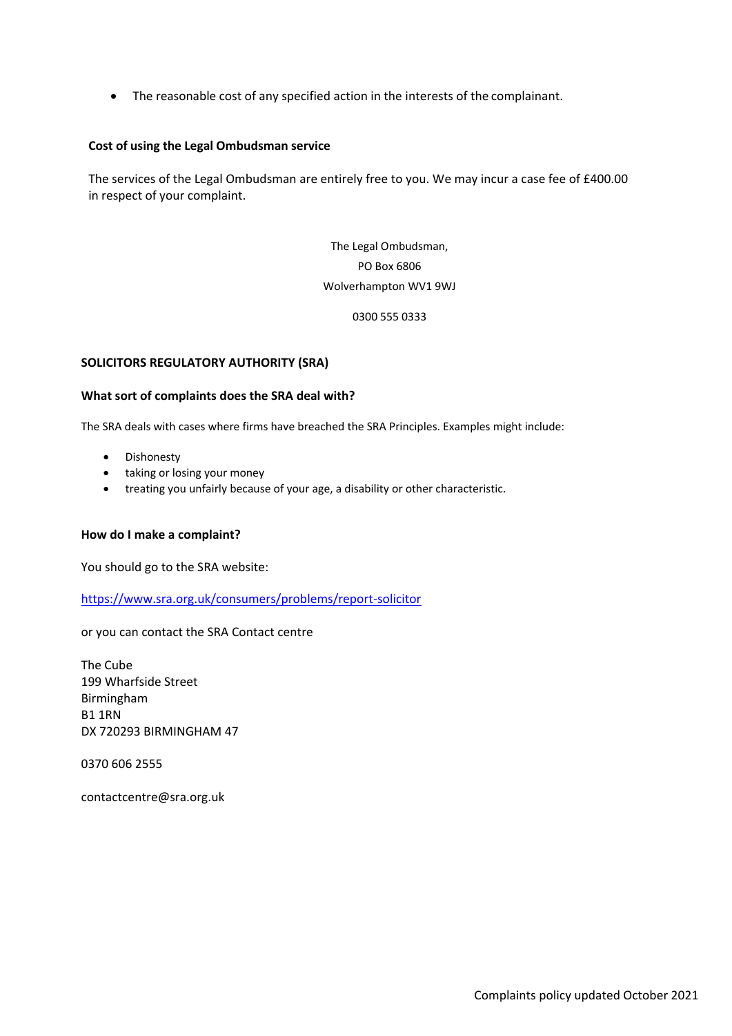- The reasonable cost of any specified action in the interests of the complainant.

**Cost of using the Legal Ombudsman service**

The services of the Legal Ombudsman are entirely free to you. We may incur a case fee of £400.00 in respect of your complaint.

The Legal Ombudsman,
PO Box 6806
Wolverhampton WV1 9WJ

0300 555 0333

**SOLICITORS REGULATORY AUTHORITY (SRA)**

**What sort of complaints does the SRA deal with?**

The SRA deals with cases where firms have breached the SRA Principles. Examples might include:

- Dishonesty
- taking or losing your money
- treating you unfairly because of your age, a disability or other characteristic.

**How do I make a complaint?**

You should go to the SRA website:

https://www.sra.org.uk/consumers/problems/report-solicitor

or you can contact the SRA Contact centre

The Cube
199 Wharfside Street
Birmingham
B1 1RN
DX 720293 BIRMINGHAM 47

0370 606 2555

contactcentre@sra.org.uk

Complaints policy updated October 2021